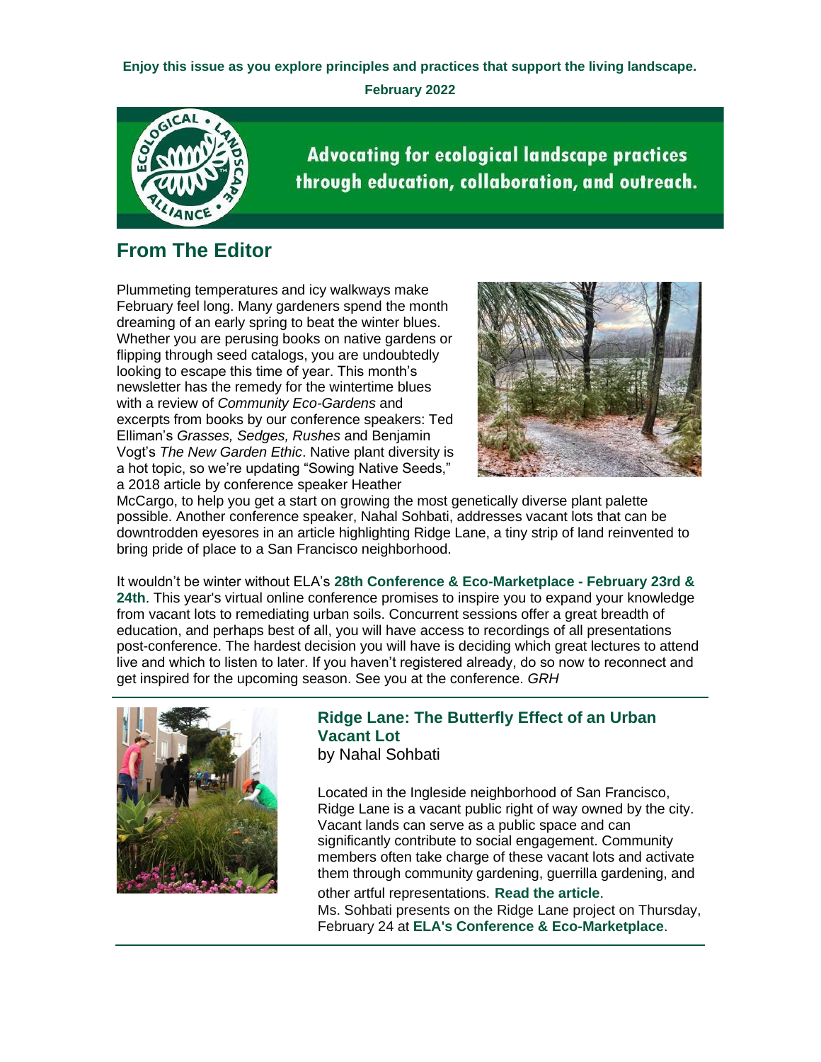**Enjoy this issue as you explore principles and practices that support the living landscape.**

**February 2022**

**Advocating for ecological landscape practices through education, collaboration, and outreach.**

## From The Editor

Plummeting temperatures and icy walkways make February feel long. Many gardeners spend the month dreaming of an early spring to beat the winter blues. Whether you are perusing books on native gardens or flipping through seed catalogs, you are undoubtedly looking to escape this time of year. This month's newsletter has the remedy for the wintertime blues with a review of *Community Eco-Gardens* and excerpts from books by our conference speakers: Ted Elliman's *Grasses, Sedges, Rushes* and Benjamin Vogt's *The New Garden Ethic*. Native plant diversity is a hot topic, so we're updating "Sowing Native Seeds," a 2018 article by conference speaker Heather McCargo, to help you get a start on growing the most genetically diverse plant palette possible. Another conference speaker, Nahal Sohbati, addresses vacant lots that can be downtrodden eyesores in an article highlighting Ridge Lane, a tiny strip of land reinvented to bring pride of place to a San Francisco neighborhood.

It wouldn't be winter without ELA's **28th Conference & Eco-Marketplace - February 23rd & 24th**. This year's virtual online conference promises to inspire you to expand your knowledge from vacant lots to remediating urban soils. Concurrent sessions offer a great breadth of education, and perhaps best of all, you will have access to recordings of all presentations post-conference. The hardest decision you will have is deciding which great lectures to attend live and which to listen to later. If you haven't registered already, do so now to reconnect and get inspired for the upcoming season. See you at the conference. *GRH*

---

### Ridge Lane: The Butterfly Effect of an Urban Vacant Lot

by Nahal Sohbati

Located in the Ingleside neighborhood of San Francisco, Ridge Lane is a vacant public right of way owned by the city. Vacant lands can serve as a public space and can significantly contribute to social engagement. Community members often take charge of these vacant lots and activate them through community gardening, guerrilla gardening, and other artful representations. **Read the article**.

Ms. Sohbati presents on the Ridge Lane project on Thursday, February 24 at **ELA's Conference & Eco-Marketplace**.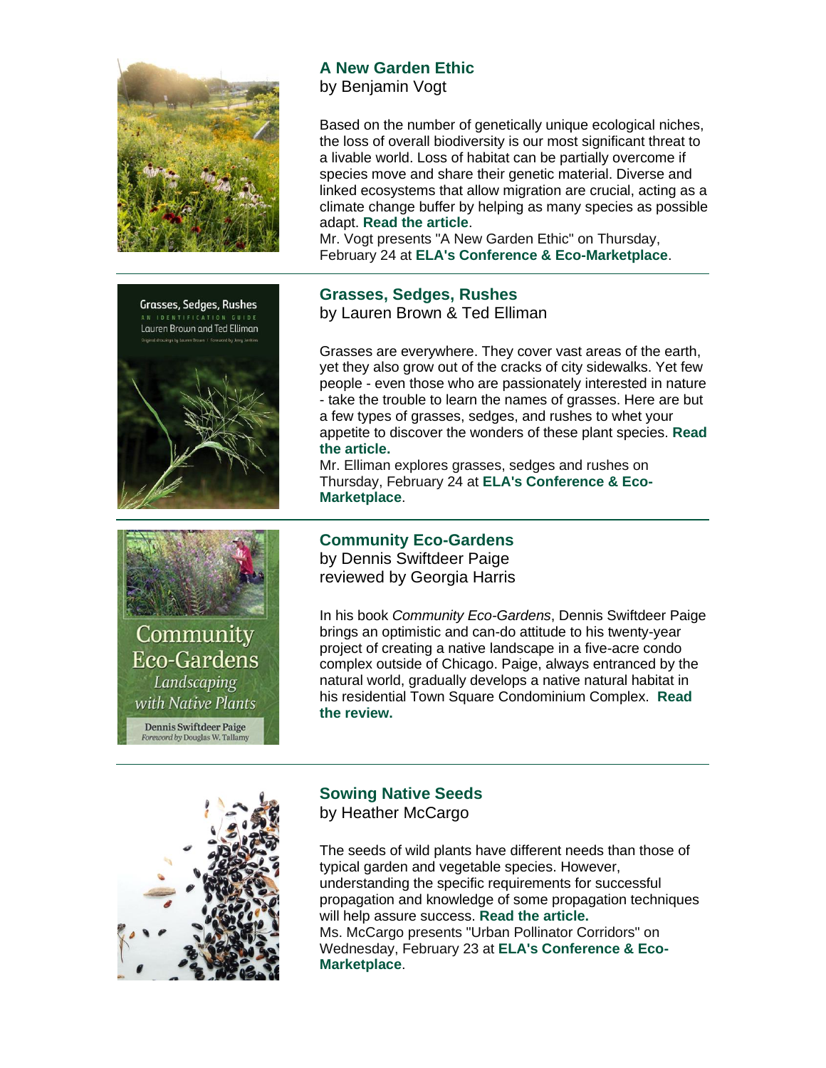## A New Garden Ethic

by Benjamin Vogt

Based on the number of genetically unique ecological niches, the loss of overall biodiversity is our most significant threat to a livable world. Loss of habitat can be partially overcome if species move and share their genetic material. Diverse and linked ecosystems that allow migration are crucial, acting as a climate change buffer by helping as many species as possible adapt. **Read the article**.

Mr. Vogt presents "A New Garden Ethic" on Thursday, February 24 at **ELA's Conference & Eco-Marketplace**.

---

## Grasses, Sedges, Rushes

by Lauren Brown & Ted Elliman

Grasses are everywhere. They cover vast areas of the earth, yet they also grow out of the cracks of city sidewalks. Yet few people - even those who are passionately interested in nature - take the trouble to learn the names of grasses. Here are but a few types of grasses, sedges, and rushes to whet your appetite to discover the wonders of these plant species. **Read the article.**

Mr. Elliman explores grasses, sedges and rushes on Thursday, February 24 at **ELA's Conference & Eco-Marketplace**.

---

## Community Eco-Gardens

by Dennis Swiftdeer Paige
reviewed by Georgia Harris

In his book *Community Eco-Gardens*, Dennis Swiftdeer Paige brings an optimistic and can-do attitude to his twenty-year project of creating a native landscape in a five-acre condo complex outside of Chicago. Paige, always entranced by the natural world, gradually develops a native natural habitat in his residential Town Square Condominium Complex. **Read the review.**

---

## Sowing Native Seeds

by Heather McCargo

The seeds of wild plants have different needs than those of typical garden and vegetable species. However, understanding the specific requirements for successful propagation and knowledge of some propagation techniques will help assure success. **Read the article.**

Ms. McCargo presents "Urban Pollinator Corridors" on Wednesday, February 23 at **ELA's Conference & Eco-Marketplace**.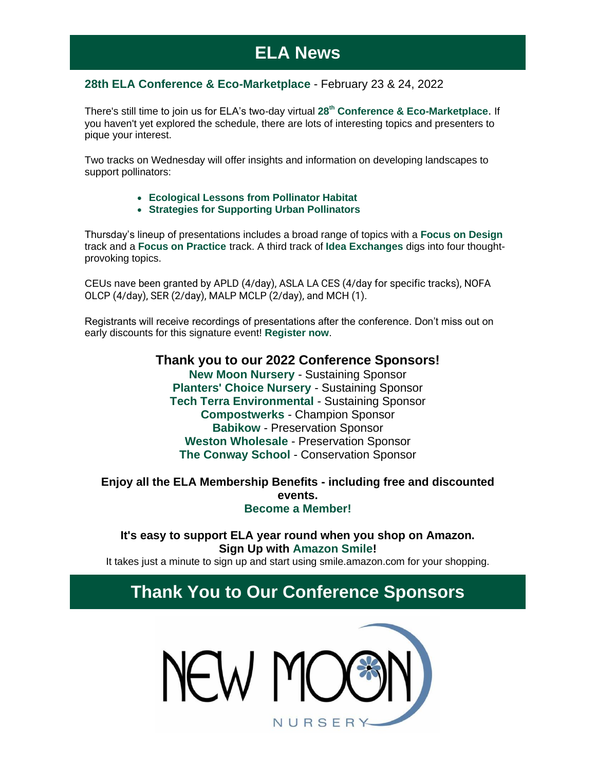# ELA News

**28th ELA Conference & Eco-Marketplace** - February 23 & 24, 2022

There's still time to join us for ELA's two-day virtual **28th Conference & Eco-Marketplace**. If you haven't yet explored the schedule, there are lots of interesting topics and presenters to pique your interest.

Two tracks on Wednesday will offer insights and information on developing landscapes to support pollinators:

- **Ecological Lessons from Pollinator Habitat**
- **Strategies for Supporting Urban Pollinators**

Thursday's lineup of presentations includes a broad range of topics with a **Focus on Design** track and a **Focus on Practice** track. A third track of **Idea Exchanges** digs into four thought-provoking topics.

CEUs nave been granted by APLD (4/day), ASLA LA CES (4/day for specific tracks), NOFA OLCP (4/day), SER (2/day), MALP MCLP (2/day), and MCH (1).

Registrants will receive recordings of presentations after the conference. Don't miss out on early discounts for this signature event! **Register now**.

**Thank you to our 2022 Conference Sponsors!**

**New Moon Nursery** - Sustaining Sponsor
**Planters' Choice Nursery** - Sustaining Sponsor
**Tech Terra Environmental** - Sustaining Sponsor
**Compostwerks** - Champion Sponsor
**Babikow** - Preservation Sponsor
**Weston Wholesale** - Preservation Sponsor
**The Conway School** - Conservation Sponsor

**Enjoy all the ELA Membership Benefits - including free and discounted events.**
**Become a Member!**

**It's easy to support ELA year round when you shop on Amazon.**
**Sign Up with Amazon Smile!**
It takes just a minute to sign up and start using smile.amazon.com for your shopping.

# Thank You to Our Conference Sponsors

NEW MOON NURSERY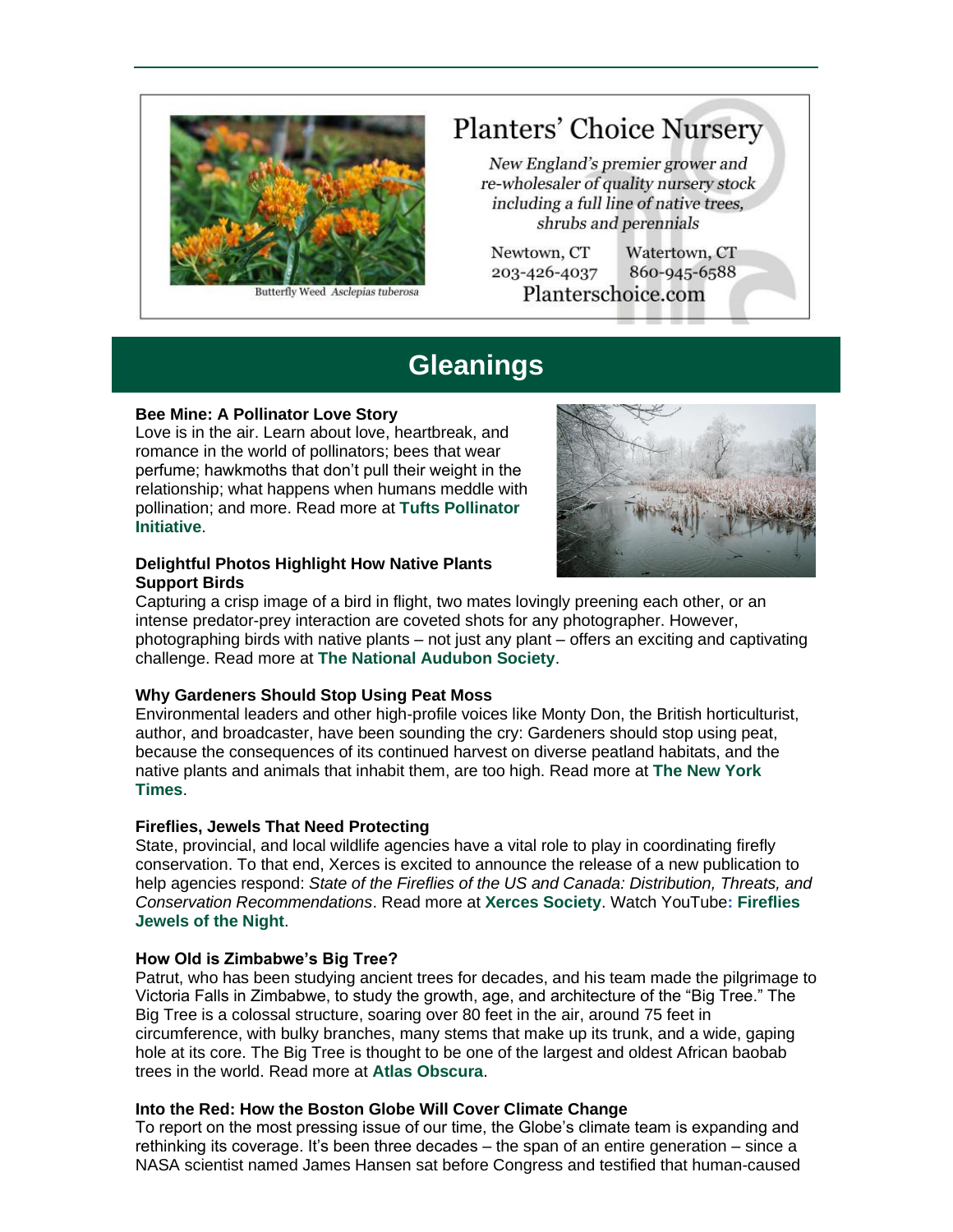Planters' Choice Nursery

*New England's premier grower and re-wholesaler of quality nursery stock including a full line of native trees, shrubs and perennials*

Newtown, CT 203-426-4037

Watertown, CT 860-945-6588

Planterschoice.com

Butterfly Weed *Asclepias tuberosa*

# Gleanings

**Bee Mine: A Pollinator Love Story**
Love is in the air. Learn about love, heartbreak, and romance in the world of pollinators; bees that wear perfume; hawkmoths that don't pull their weight in the relationship; what happens when humans meddle with pollination; and more. Read more at **Tufts Pollinator Initiative**.

**Delightful Photos Highlight How Native Plants Support Birds**
Capturing a crisp image of a bird in flight, two mates lovingly preening each other, or an intense predator-prey interaction are coveted shots for any photographer. However, photographing birds with native plants – not just any plant – offers an exciting and captivating challenge. Read more at **The National Audubon Society**.

**Why Gardeners Should Stop Using Peat Moss**
Environmental leaders and other high-profile voices like Monty Don, the British horticulturist, author, and broadcaster, have been sounding the cry: Gardeners should stop using peat, because the consequences of its continued harvest on diverse peatland habitats, and the native plants and animals that inhabit them, are too high. Read more at **The New York Times**.

**Fireflies, Jewels That Need Protecting**
State, provincial, and local wildlife agencies have a vital role to play in coordinating firefly conservation. To that end, Xerces is excited to announce the release of a new publication to help agencies respond: *State of the Fireflies of the US and Canada: Distribution, Threats, and Conservation Recommendations*. Read more at **Xerces Society**. Watch YouTube**: Fireflies Jewels of the Night**.

**How Old is Zimbabwe's Big Tree?**
Patrut, who has been studying ancient trees for decades, and his team made the pilgrimage to Victoria Falls in Zimbabwe, to study the growth, age, and architecture of the "Big Tree." The Big Tree is a colossal structure, soaring over 80 feet in the air, around 75 feet in circumference, with bulky branches, many stems that make up its trunk, and a wide, gaping hole at its core. The Big Tree is thought to be one of the largest and oldest African baobab trees in the world. Read more at **Atlas Obscura**.

**Into the Red: How the Boston Globe Will Cover Climate Change**
To report on the most pressing issue of our time, the Globe's climate team is expanding and rethinking its coverage. It's been three decades – the span of an entire generation – since a NASA scientist named James Hansen sat before Congress and testified that human-caused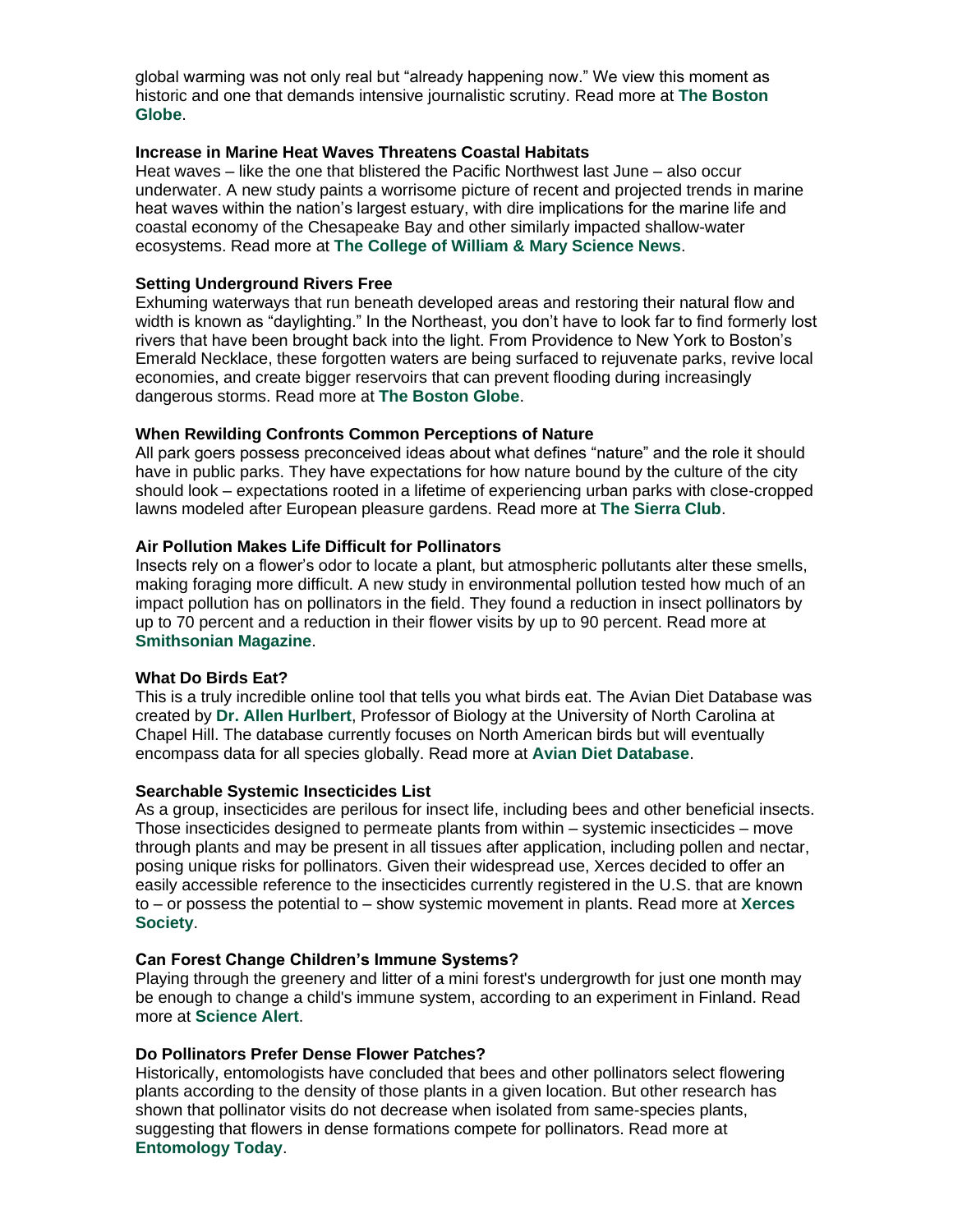global warming was not only real but “already happening now.” We view this moment as historic and one that demands intensive journalistic scrutiny. Read more at **The Boston Globe**.

**Increase in Marine Heat Waves Threatens Coastal Habitats**

Heat waves – like the one that blistered the Pacific Northwest last June – also occur underwater. A new study paints a worrisome picture of recent and projected trends in marine heat waves within the nation’s largest estuary, with dire implications for the marine life and coastal economy of the Chesapeake Bay and other similarly impacted shallow-water ecosystems. Read more at **The College of William & Mary Science News**.

**Setting Underground Rivers Free**

Exhuming waterways that run beneath developed areas and restoring their natural flow and width is known as “daylighting.” In the Northeast, you don’t have to look far to find formerly lost rivers that have been brought back into the light. From Providence to New York to Boston’s Emerald Necklace, these forgotten waters are being surfaced to rejuvenate parks, revive local economies, and create bigger reservoirs that can prevent flooding during increasingly dangerous storms. Read more at **The Boston Globe**.

**When Rewilding Confronts Common Perceptions of Nature**

All park goers possess preconceived ideas about what defines “nature” and the role it should have in public parks. They have expectations for how nature bound by the culture of the city should look – expectations rooted in a lifetime of experiencing urban parks with close-cropped lawns modeled after European pleasure gardens. Read more at **The Sierra Club**.

**Air Pollution Makes Life Difficult for Pollinators**

Insects rely on a flower’s odor to locate a plant, but atmospheric pollutants alter these smells, making foraging more difficult. A new study in environmental pollution tested how much of an impact pollution has on pollinators in the field. They found a reduction in insect pollinators by up to 70 percent and a reduction in their flower visits by up to 90 percent. Read more at **Smithsonian Magazine**.

**What Do Birds Eat?**

This is a truly incredible online tool that tells you what birds eat. The Avian Diet Database was created by **Dr. Allen Hurlbert**, Professor of Biology at the University of North Carolina at Chapel Hill. The database currently focuses on North American birds but will eventually encompass data for all species globally. Read more at **Avian Diet Database**.

**Searchable Systemic Insecticides List**

As a group, insecticides are perilous for insect life, including bees and other beneficial insects. Those insecticides designed to permeate plants from within – systemic insecticides – move through plants and may be present in all tissues after application, including pollen and nectar, posing unique risks for pollinators. Given their widespread use, Xerces decided to offer an easily accessible reference to the insecticides currently registered in the U.S. that are known to – or possess the potential to – show systemic movement in plants. Read more at **Xerces Society**.

**Can Forest Change Children’s Immune Systems?**

Playing through the greenery and litter of a mini forest's undergrowth for just one month may be enough to change a child's immune system, according to an experiment in Finland. Read more at **Science Alert**.

**Do Pollinators Prefer Dense Flower Patches?**

Historically, entomologists have concluded that bees and other pollinators select flowering plants according to the density of those plants in a given location. But other research has shown that pollinator visits do not decrease when isolated from same-species plants, suggesting that flowers in dense formations compete for pollinators. Read more at **Entomology Today**.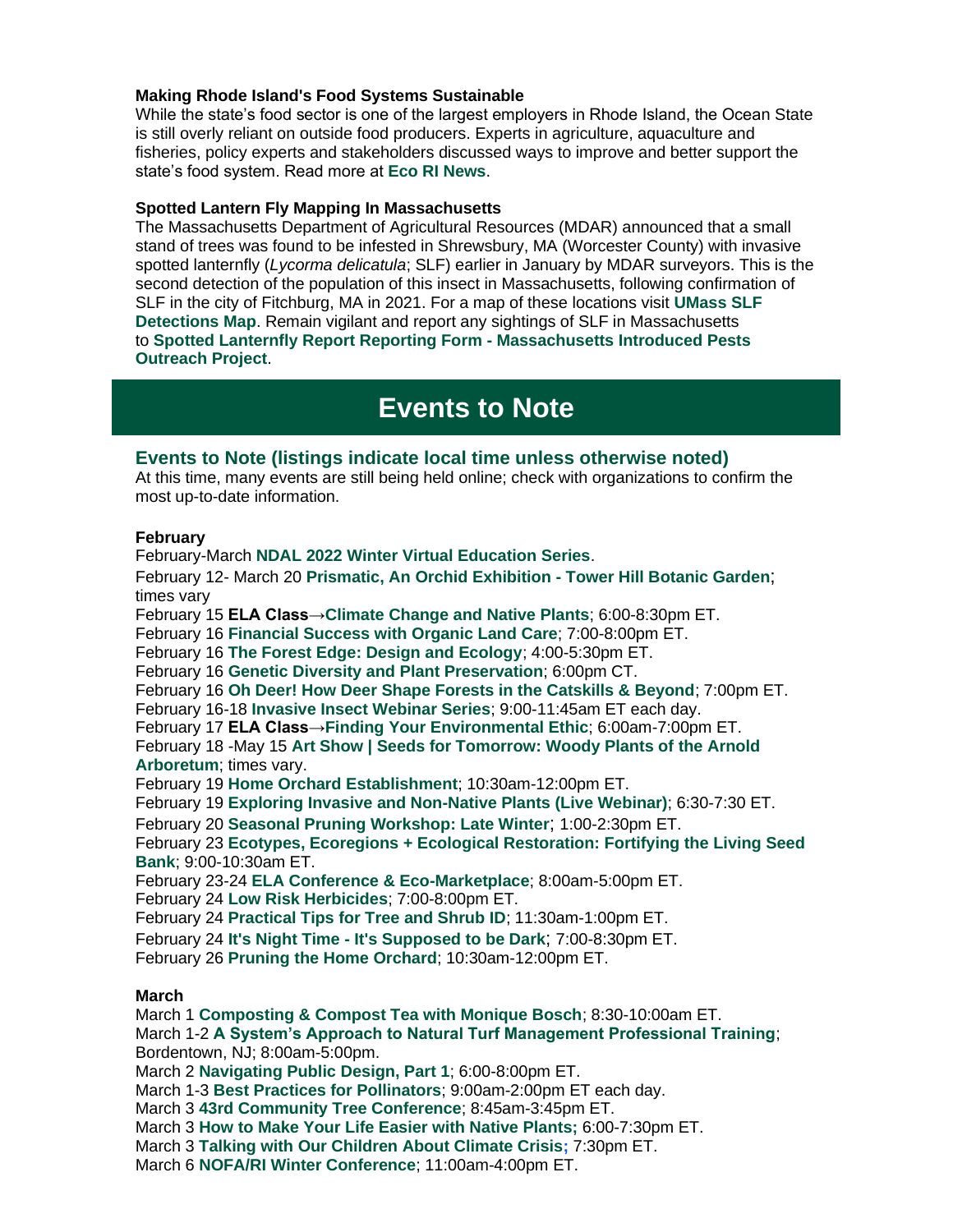**Making Rhode Island's Food Systems Sustainable**

While the state's food sector is one of the largest employers in Rhode Island, the Ocean State is still overly reliant on outside food producers. Experts in agriculture, aquaculture and fisheries, policy experts and stakeholders discussed ways to improve and better support the state's food system. Read more at **Eco RI News**.

**Spotted Lantern Fly Mapping In Massachusetts**

The Massachusetts Department of Agricultural Resources (MDAR) announced that a small stand of trees was found to be infested in Shrewsbury, MA (Worcester County) with invasive spotted lanternfly (*Lycorma delicatula*; SLF) earlier in January by MDAR surveyors. This is the second detection of the population of this insect in Massachusetts, following confirmation of SLF in the city of Fitchburg, MA in 2021. For a map of these locations visit **UMass SLF Detections Map**. Remain vigilant and report any sightings of SLF in Massachusetts to **Spotted Lanternfly Report Reporting Form - Massachusetts Introduced Pests Outreach Project**.

# Events to Note

## Events to Note (listings indicate local time unless otherwise noted)

At this time, many events are still being held online; check with organizations to confirm the most up-to-date information.

**February**

February-March **NDAL 2022 Winter Virtual Education Series**.
February 12- March 20 **Prismatic, An Orchid Exhibition - Tower Hill Botanic Garden**; times vary
February 15 **ELA Class→Climate Change and Native Plants**; 6:00-8:30pm ET.
February 16 **Financial Success with Organic Land Care**; 7:00-8:00pm ET.
February 16 **The Forest Edge: Design and Ecology**; 4:00-5:30pm ET.
February 16 **Genetic Diversity and Plant Preservation**; 6:00pm CT.
February 16 **Oh Deer! How Deer Shape Forests in the Catskills & Beyond**; 7:00pm ET.
February 16-18 **Invasive Insect Webinar Series**; 9:00-11:45am ET each day.
February 17 **ELA Class→Finding Your Environmental Ethic**; 6:00am-7:00pm ET.
February 18 -May 15 **Art Show | Seeds for Tomorrow: Woody Plants of the Arnold Arboretum**; times vary.
February 19 **Home Orchard Establishment**; 10:30am-12:00pm ET.
February 19 **Exploring Invasive and Non-Native Plants (Live Webinar)**; 6:30-7:30 ET.
February 20 **Seasonal Pruning Workshop: Late Winter**; 1:00-2:30pm ET.
February 23 **Ecotypes, Ecoregions + Ecological Restoration: Fortifying the Living Seed Bank**; 9:00-10:30am ET.
February 23-24 **ELA Conference & Eco-Marketplace**; 8:00am-5:00pm ET.
February 24 **Low Risk Herbicides**; 7:00-8:00pm ET.
February 24 **Practical Tips for Tree and Shrub ID**; 11:30am-1:00pm ET.
February 24 **It's Night Time - It's Supposed to be Dark**; 7:00-8:30pm ET.
February 26 **Pruning the Home Orchard**; 10:30am-12:00pm ET.

**March**

March 1 **Composting & Compost Tea with Monique Bosch**; 8:30-10:00am ET.
March 1-2 **A System's Approach to Natural Turf Management Professional Training**; Bordentown, NJ; 8:00am-5:00pm.
March 2 **Navigating Public Design, Part 1**; 6:00-8:00pm ET.
March 1-3 **Best Practices for Pollinators**; 9:00am-2:00pm ET each day.
March 3 **43rd Community Tree Conference**; 8:45am-3:45pm ET.
March 3 **How to Make Your Life Easier with Native Plants;** 6:00-7:30pm ET.
March 3 **Talking with Our Children About Climate Crisis;** 7:30pm ET.
March 6 **NOFA/RI Winter Conference**; 11:00am-4:00pm ET.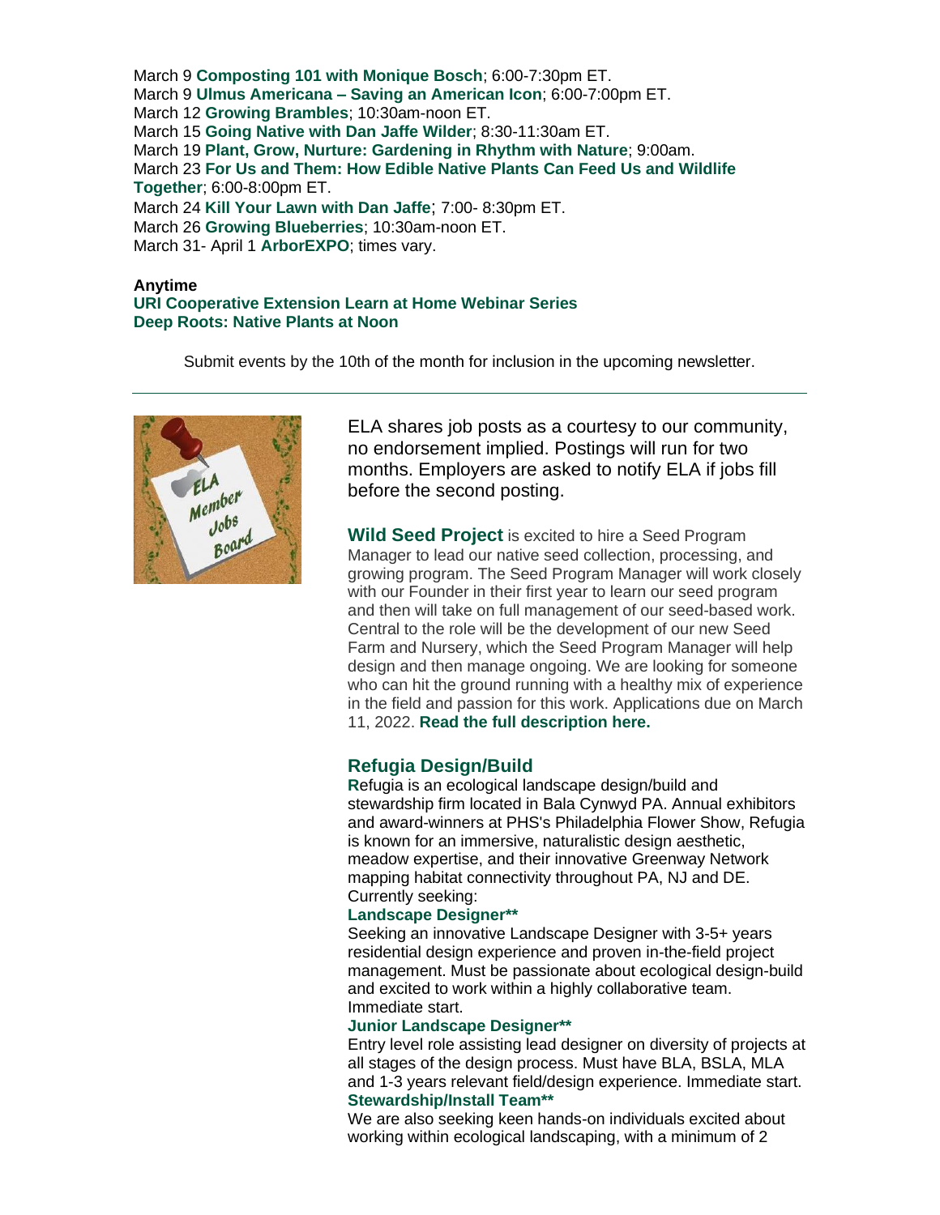March 9 **Composting 101 with Monique Bosch**; 6:00-7:30pm ET.
March 9 **Ulmus Americana – Saving an American Icon**; 6:00-7:00pm ET.
March 12 **Growing Brambles**; 10:30am-noon ET.
March 15 **Going Native with Dan Jaffe Wilder**; 8:30-11:30am ET.
March 19 **Plant, Grow, Nurture: Gardening in Rhythm with Nature**; 9:00am.
March 23 **For Us and Them: How Edible Native Plants Can Feed Us and Wildlife Together**; 6:00-8:00pm ET.
March 24 **Kill Your Lawn with Dan Jaffe**; 7:00- 8:30pm ET.
March 26 **Growing Blueberries**; 10:30am-noon ET.
March 31- April 1 **ArborEXPO**; times vary.

**Anytime**
**URI Cooperative Extension Learn at Home Webinar Series**
**Deep Roots: Native Plants at Noon**

Submit events by the 10th of the month for inclusion in the upcoming newsletter.

---

ELA shares job posts as a courtesy to our community, no endorsement implied. Postings will run for two months. Employers are asked to notify ELA if jobs fill before the second posting.

**Wild Seed Project** is excited to hire a Seed Program Manager to lead our native seed collection, processing, and growing program. The Seed Program Manager will work closely with our Founder in their first year to learn our seed program and then will take on full management of our seed-based work. Central to the role will be the development of our new Seed Farm and Nursery, which the Seed Program Manager will help design and then manage ongoing. We are looking for someone who can hit the ground running with a healthy mix of experience in the field and passion for this work. Applications due on March 11, 2022. **Read the full description here.**

### Refugia Design/Build

Refugia is an ecological landscape design/build and stewardship firm located in Bala Cynwyd PA. Annual exhibitors and award-winners at PHS's Philadelphia Flower Show, Refugia is known for an immersive, naturalistic design aesthetic, meadow expertise, and their innovative Greenway Network mapping habitat connectivity throughout PA, NJ and DE. Currently seeking:

**Landscape Designer****
Seeking an innovative Landscape Designer with 3-5+ years residential design experience and proven in-the-field project management. Must be passionate about ecological design-build and excited to work within a highly collaborative team. Immediate start.

**Junior Landscape Designer****
Entry level role assisting lead designer on diversity of projects at all stages of the design process. Must have BLA, BSLA, MLA and 1-3 years relevant field/design experience. Immediate start.

**Stewardship/Install Team****
We are also seeking keen hands-on individuals excited about working within ecological landscaping, with a minimum of 2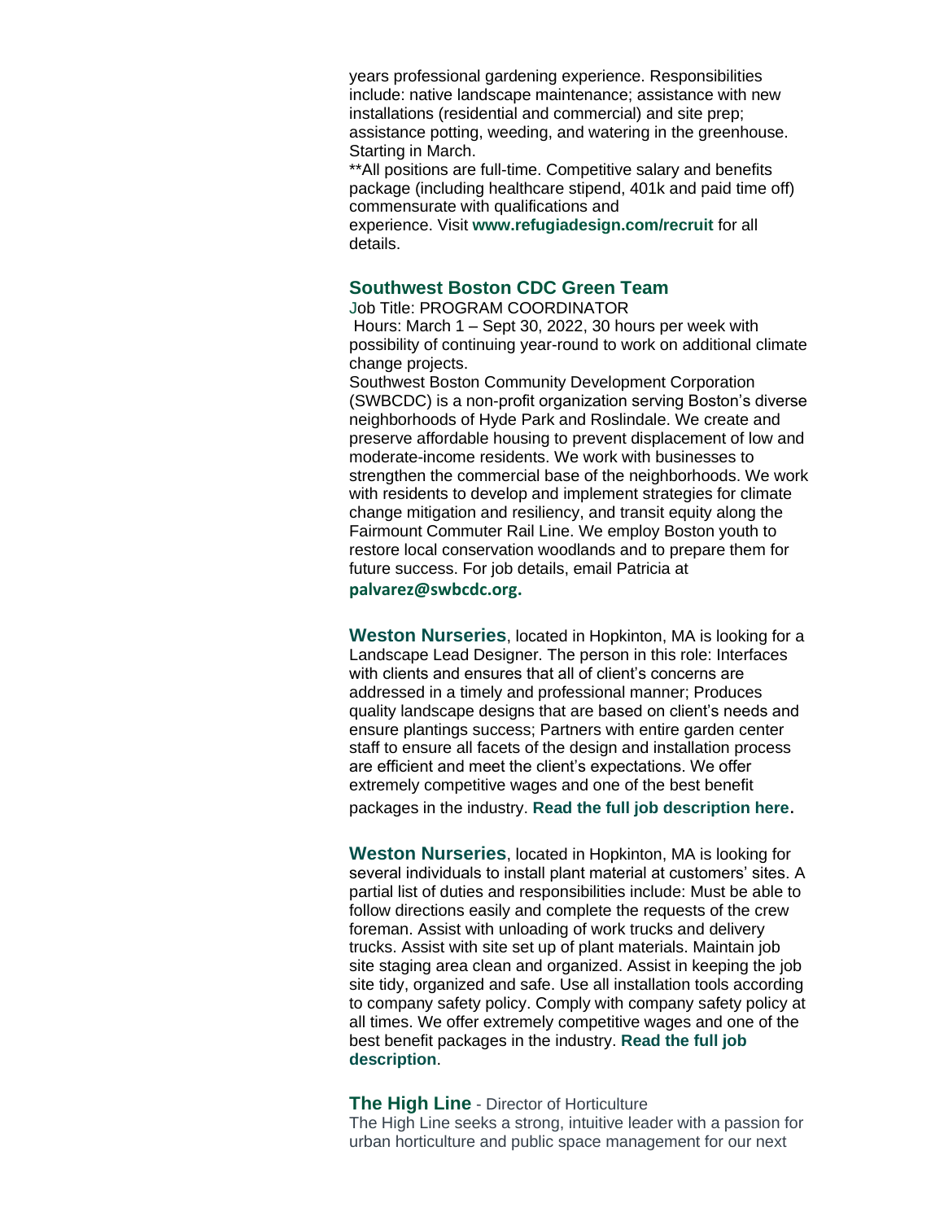years professional gardening experience. Responsibilities include: native landscape maintenance; assistance with new installations (residential and commercial) and site prep; assistance potting, weeding, and watering in the greenhouse. Starting in March.

**All positions are full-time. Competitive salary and benefits package (including healthcare stipend, 401k and paid time off) commensurate with qualifications and experience. Visit **www.refugiadesign.com/recruit** for all details.

### Southwest Boston CDC Green Team

Job Title: PROGRAM COORDINATOR

Hours: March 1 – Sept 30, 2022, 30 hours per week with possibility of continuing year-round to work on additional climate change projects.

Southwest Boston Community Development Corporation (SWBCDC) is a non-profit organization serving Boston's diverse neighborhoods of Hyde Park and Roslindale. We create and preserve affordable housing to prevent displacement of low and moderate-income residents. We work with businesses to strengthen the commercial base of the neighborhoods. We work with residents to develop and implement strategies for climate change mitigation and resiliency, and transit equity along the Fairmount Commuter Rail Line. We employ Boston youth to restore local conservation woodlands and to prepare them for future success. For job details, email Patricia at **palvarez@swbcdc.org.**

**Weston Nurseries**, located in Hopkinton, MA is looking for a Landscape Lead Designer. The person in this role: Interfaces with clients and ensures that all of client's concerns are addressed in a timely and professional manner; Produces quality landscape designs that are based on client's needs and ensure plantings success; Partners with entire garden center staff to ensure all facets of the design and installation process are efficient and meet the client's expectations. We offer extremely competitive wages and one of the best benefit packages in the industry. **Read the full job description here**.

**Weston Nurseries**, located in Hopkinton, MA is looking for several individuals to install plant material at customers' sites. A partial list of duties and responsibilities include: Must be able to follow directions easily and complete the requests of the crew foreman. Assist with unloading of work trucks and delivery trucks. Assist with site set up of plant materials. Maintain job site staging area clean and organized. Assist in keeping the job site tidy, organized and safe. Use all installation tools according to company safety policy. Comply with company safety policy at all times. We offer extremely competitive wages and one of the best benefit packages in the industry. **Read the full job description**.

**The High Line** - Director of Horticulture

The High Line seeks a strong, intuitive leader with a passion for urban horticulture and public space management for our next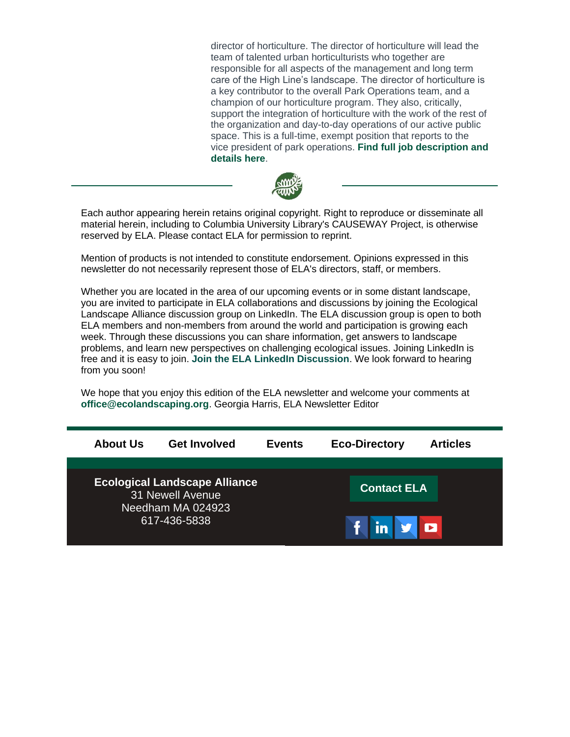director of horticulture. The director of horticulture will lead the team of talented urban horticulturists who together are responsible for all aspects of the management and long term care of the High Line's landscape. The director of horticulture is a key contributor to the overall Park Operations team, and a champion of our horticulture program. They also, critically, support the integration of horticulture with the work of the rest of the organization and day-to-day operations of our active public space. This is a full-time, exempt position that reports to the vice president of park operations. **Find full job description and details here**.

---

Each author appearing herein retains original copyright. Right to reproduce or disseminate all material herein, including to Columbia University Library's CAUSEWAY Project, is otherwise reserved by ELA. Please contact ELA for permission to reprint.

Mention of products is not intended to constitute endorsement. Opinions expressed in this newsletter do not necessarily represent those of ELA's directors, staff, or members.

Whether you are located in the area of our upcoming events or in some distant landscape, you are invited to participate in ELA collaborations and discussions by joining the Ecological Landscape Alliance discussion group on LinkedIn. The ELA discussion group is open to both ELA members and non-members from around the world and participation is growing each week. Through these discussions you can share information, get answers to landscape problems, and learn new perspectives on challenging ecological issues. Joining LinkedIn is free and it is easy to join. **Join the ELA LinkedIn Discussion**. We look forward to hearing from you soon!

We hope that you enjoy this edition of the ELA newsletter and welcome your comments at **office@ecolandscaping.org**. Georgia Harris, ELA Newsletter Editor

---

**About Us** | **Get Involved** | **Events** | **Eco-Directory** | **Articles**

**Ecological Landscape Alliance**
31 Newell Avenue
Needham MA 024923
617-436-5838

**Contact ELA**